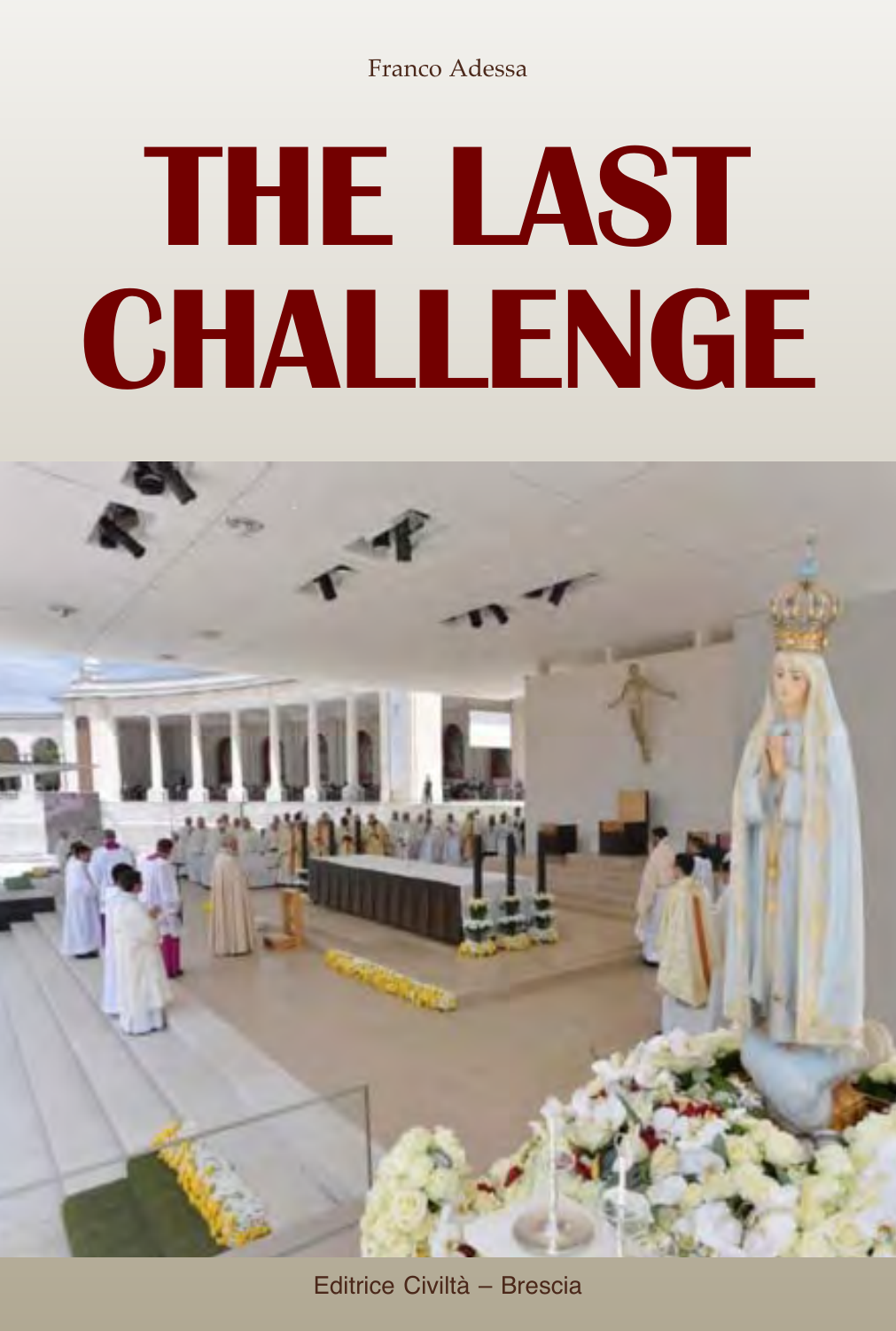Franco Adessa

# THE LAST CHALLENGE

Editrice Civiltà – Brescia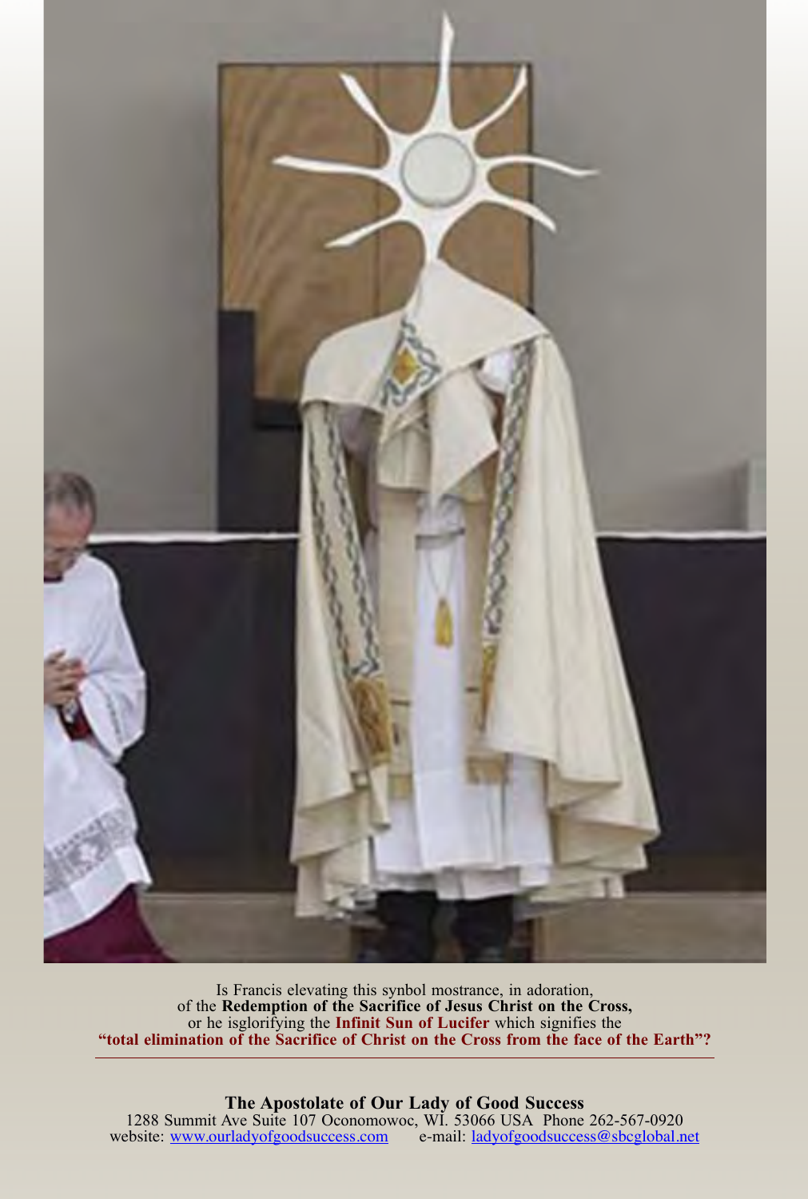Is Francis elevating this synbol mostrance, in adoration,
of the **Redemption of the Sacrifice of Jesus Christ on the Cross,**
or he isglorifying the **Infinit Sun of Lucifer** which signifies the
**"total elimination of the Sacrifice of Christ on the Cross from the face of the Earth"?**

---

**The Apostolate of Our Lady of Good Success**
1288 Summit Ave Suite 107 Oconomowoc, WI. 53066 USA Phone 262-567-0920
website: www.ourladyofgoodsuccess.com e-mail: ladyofgoodsuccess@sbcglobal.net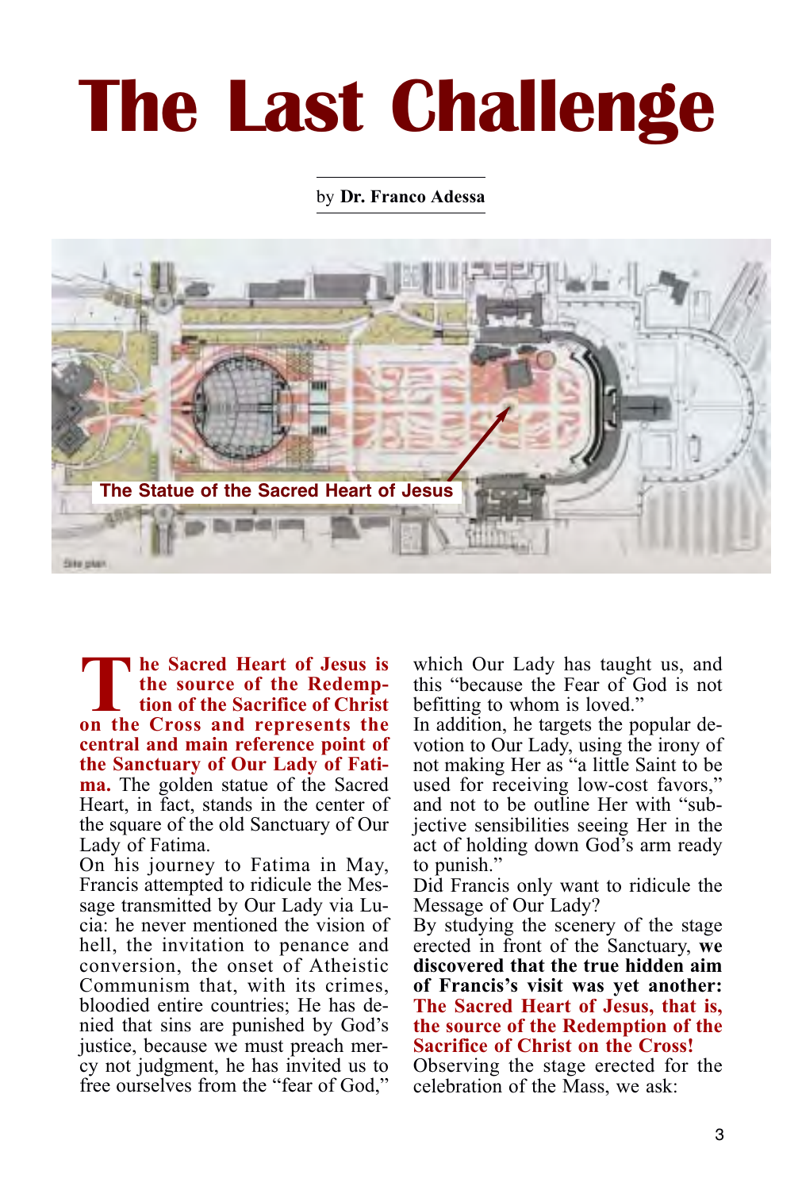# The Last Challenge

by **Dr. Franco Adessa**

The Statue of the Sacred Heart of Jesus

**The Sacred Heart of Jesus is the source of the Redemption of the Sacrifice of Christ on the Cross and represents the central and main reference point of the Sanctuary of Our Lady of Fatima.** The golden statue of the Sacred Heart, in fact, stands in the center of the square of the old Sanctuary of Our Lady of Fatima.

On his journey to Fatima in May, Francis attempted to ridicule the Message transmitted by Our Lady via Lucia: he never mentioned the vision of hell, the invitation to penance and conversion, the onset of Atheistic Communism that, with its crimes, bloodied entire countries; He has denied that sins are punished by God's justice, because we must preach mercy not judgment, he has invited us to free ourselves from the "fear of God," which Our Lady has taught us, and this "because the Fear of God is not befitting to whom is loved."

In addition, he targets the popular devotion to Our Lady, using the irony of not making Her as "a little Saint to be used for receiving low-cost favors," and not to be outline Her with "subjective sensibilities seeing Her in the act of holding down God's arm ready to punish."

Did Francis only want to ridicule the Message of Our Lady?

By studying the scenery of the stage erected in front of the Sanctuary, **we discovered that the true hidden aim of Francis's visit was yet another: The Sacred Heart of Jesus, that is, the source of the Redemption of the Sacrifice of Christ on the Cross!**

Observing the stage erected for the celebration of the Mass, we ask: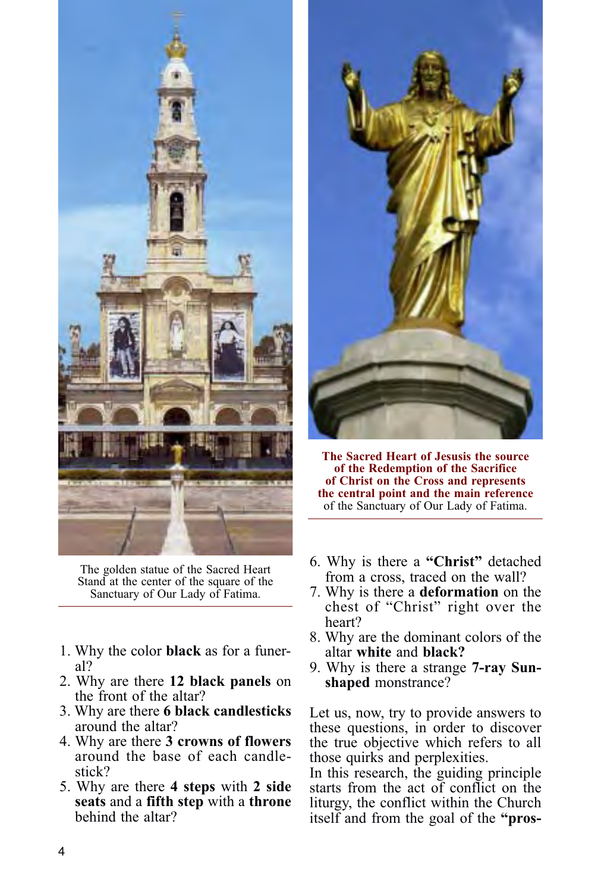The golden statue of the Sacred Heart Stand at the center of the square of the Sanctuary of Our Lady of Fatima.

**The Sacred Heart of Jesusis the source of the Redemption of the Sacrifice of Christ on the Cross and represents the central point and the main reference** of the Sanctuary of Our Lady of Fatima.

1. Why the color **black** as for a funeral?
2. Why are there **12 black panels** on the front of the altar?
3. Why are there **6 black candlesticks** around the altar?
4. Why are there **3 crowns of flowers** around the base of each candlestick?
5. Why are there **4 steps** with **2 side seats** and a **fifth step** with a **throne** behind the altar?
6. Why is there a **"Christ"** detached from a cross, traced on the wall?
7. Why is there a **deformation** on the chest of "Christ" right over the heart?
8. Why are the dominant colors of the altar **white** and **black?**
9. Why is there a strange **7-ray Sun-shaped** monstrance?

Let us, now, try to provide answers to these questions, in order to discover the true objective which refers to all those quirks and perplexities.
In this research, the guiding principle starts from the act of conflict on the liturgy, the conflict within the Church itself and from the goal of the **"pros-**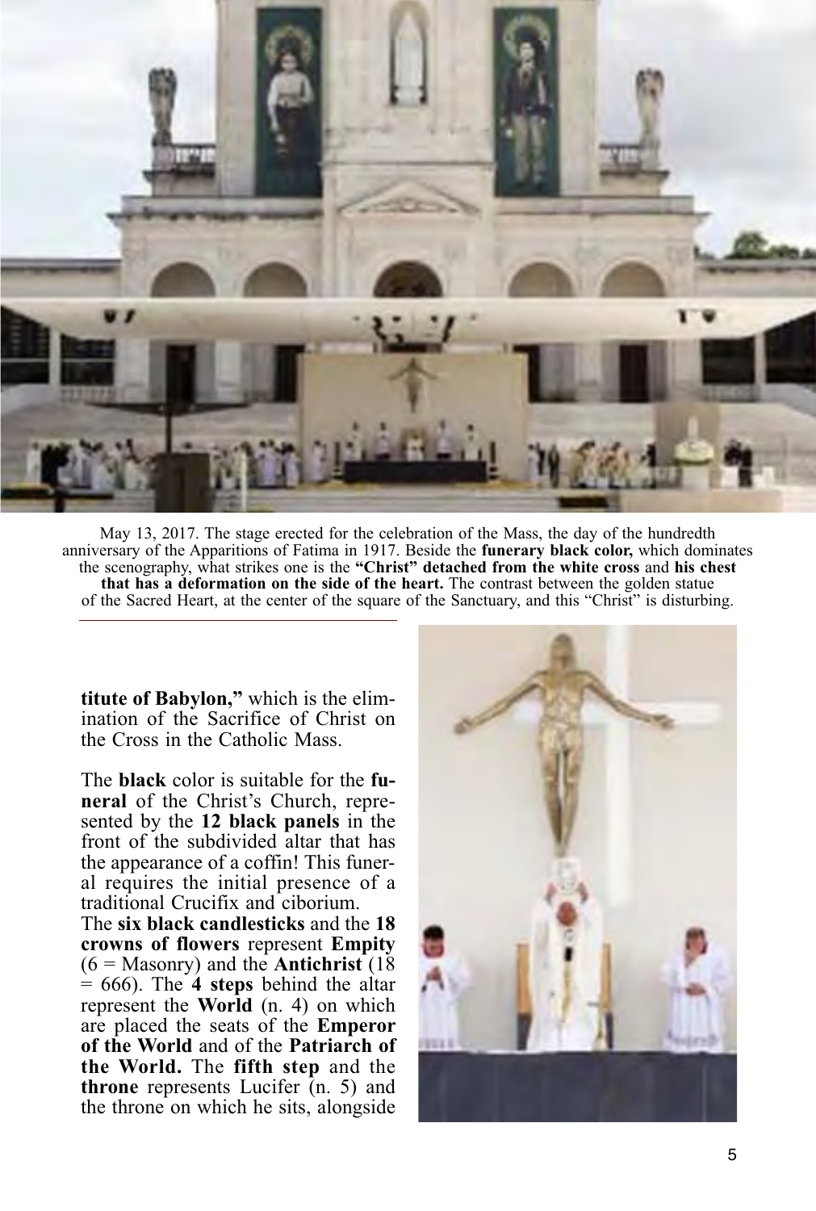May 13, 2017. The stage erected for the celebration of the Mass, the day of the hundredth anniversary of the Apparitions of Fatima in 1917. Beside the **funerary black color,** which dominates the scenography, what strikes one is the **"Christ" detached from the white cross** and **his chest that has a deformation on the side of the heart.** The contrast between the golden statue of the Sacred Heart, at the center of the square of the Sanctuary, and this "Christ" is disturbing.

**titute of Babylon,"** which is the elimination of the Sacrifice of Christ on the Cross in the Catholic Mass.

The **black** color is suitable for the **funeral** of the Christ's Church, represented by the **12 black panels** in the front of the subdivided altar that has the appearance of a coffin! This funeral requires the initial presence of a traditional Crucifix and ciborium.
The **six black candlesticks** and the **18 crowns of flowers** represent **Empity** (6 = Masonry) and the **Antichrist** (18 = 666). The **4 steps** behind the altar represent the **World** (n. 4) on which are placed the seats of the **Emperor of the World** and of the **Patriarch of the World.** The **fifth step** and the **throne** represents Lucifer (n. 5) and the throne on which he sits, alongside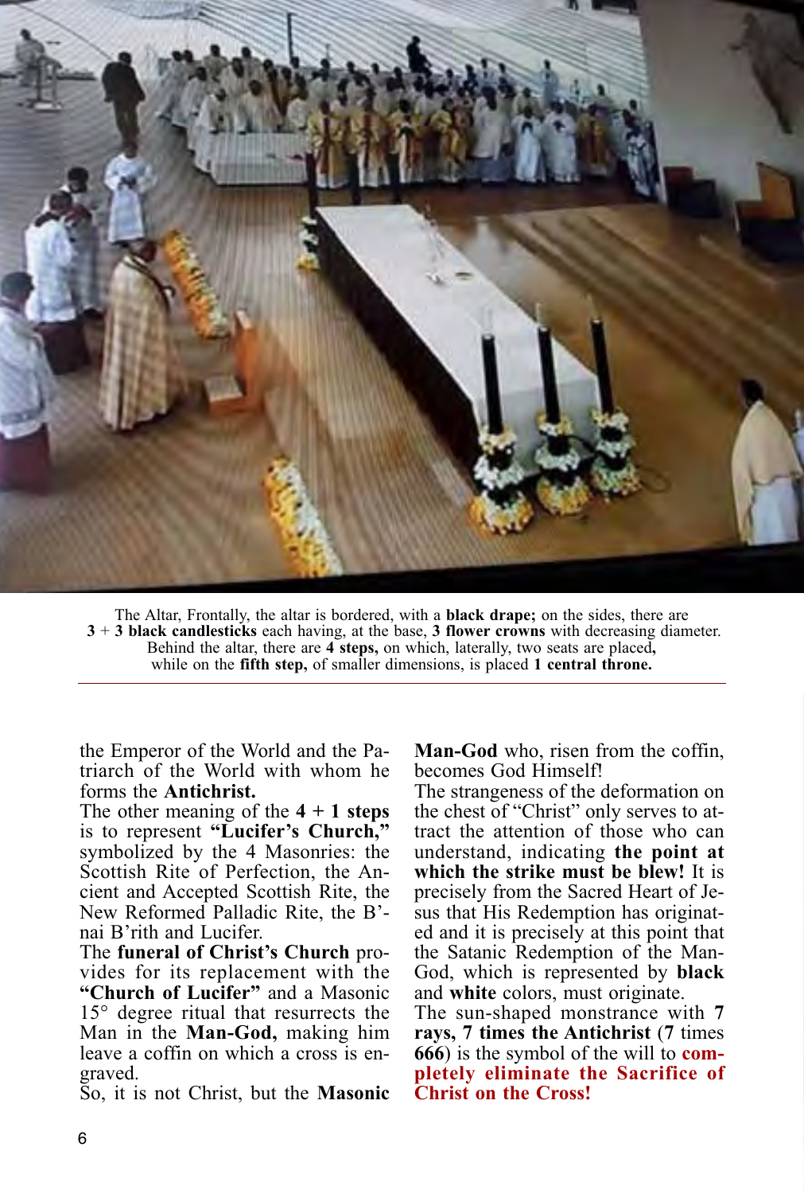The Altar, Frontally, the altar is bordered, with a **black drape;** on the sides, there are **3** + **3 black candlesticks** each having, at the base, **3 flower crowns** with decreasing diameter. Behind the altar, there are **4 steps,** on which, laterally, two seats are placed**,** while on the **fifth step,** of smaller dimensions, is placed **1 central throne.**

the Emperor of the World and the Patriarch of the World with whom he forms the **Antichrist.**

The other meaning of the **4 + 1 steps** is to represent **"Lucifer's Church,"** symbolized by the 4 Masonries: the Scottish Rite of Perfection, the Ancient and Accepted Scottish Rite, the New Reformed Palladic Rite, the B'nai B'rith and Lucifer.

The **funeral of Christ's Church** provides for its replacement with the **"Church of Lucifer"** and a Masonic 15° degree ritual that resurrects the Man in the **Man-God,** making him leave a coffin on which a cross is engraved.

So, it is not Christ, but the **Masonic Man-God** who, risen from the coffin, becomes God Himself!

The strangeness of the deformation on the chest of "Christ" only serves to attract the attention of those who can understand, indicating **the point at which the strike must be blew!** It is precisely from the Sacred Heart of Jesus that His Redemption has originated and it is precisely at this point that the Satanic Redemption of the Man-God, which is represented by **black** and **white** colors, must originate.

The sun-shaped monstrance with **7 rays, 7 times the Antichrist** (**7** times **666**) is the symbol of the will to **completely eliminate the Sacrifice of Christ on the Cross!**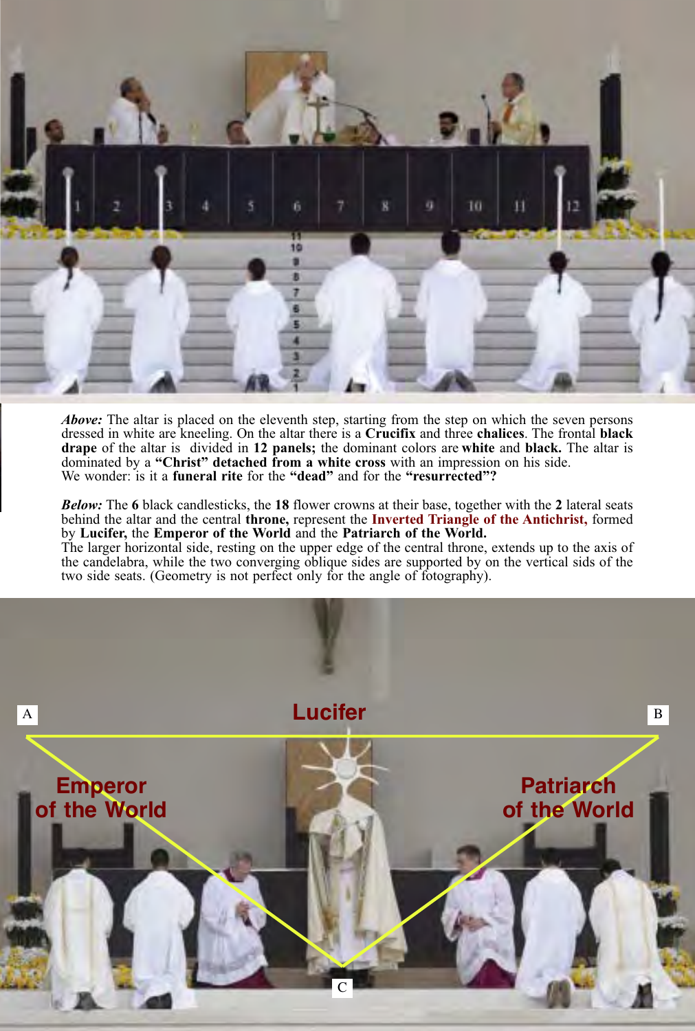***Above:*** The altar is placed on the eleventh step, starting from the step on which the seven persons dressed in white are kneeling. On the altar there is a **Crucifix** and three **chalices**. The frontal **black drape** of the altar is divided in **12 panels;** the dominant colors are **white** and **black.** The altar is dominated by a **"Christ" detached from a white cross** with an impression on his side. We wonder: is it a **funeral rite** for the **"dead"** and for the **"resurrected"?**

***Below:*** The **6** black candlesticks, the **18** flower crowns at their base, together with the **2** lateral seats behind the altar and the central **throne,** represent the **Inverted Triangle of the Antichrist,** formed by **Lucifer,** the **Emperor of the World** and the **Patriarch of the World.**
The larger horizontal side, resting on the upper edge of the central throne, extends up to the axis of the candelabra, while the two converging oblique sides are supported by on the vertical sids of the two side seats. (Geometry is not perfect only for the angle of fotography).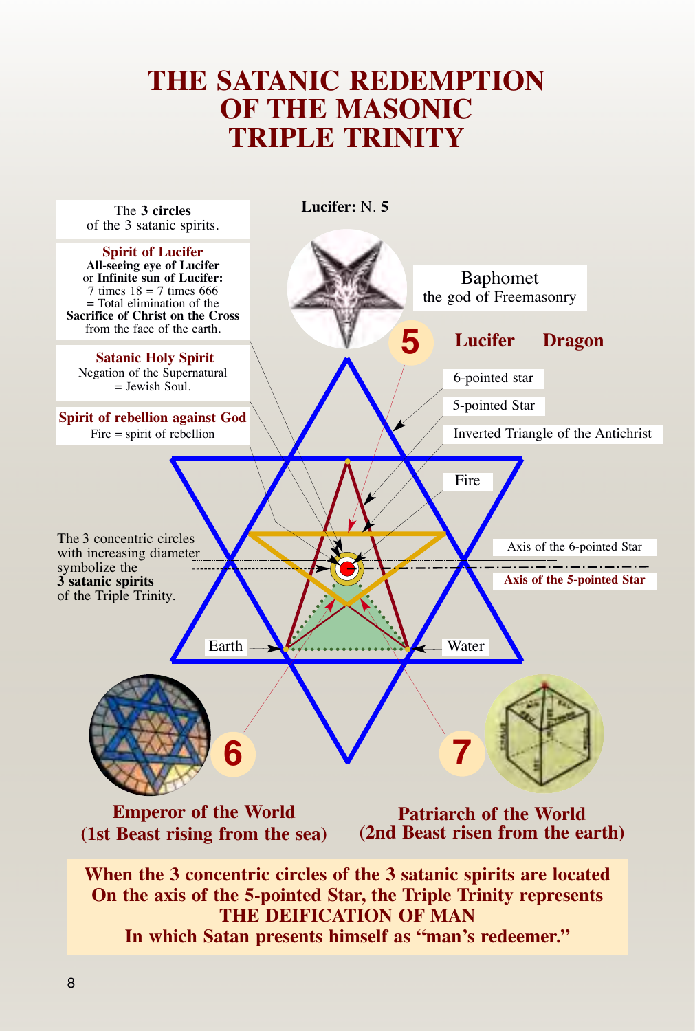# THE SATANIC REDEMPTION OF THE MASONIC TRIPLE TRINITY

The **3 circles** of the 3 satanic spirits.

**Spirit of Lucifer**
**All-seeing eye of Lucifer** or **Infinite sun of Lucifer:**
7 times 18 = 7 times 666
= Total elimination of the **Sacrifice of Christ on the Cross** from the face of the earth.

**Satanic Holy Spirit**
Negation of the Supernatural
= Jewish Soul.

**Spirit of rebellion against God**
Fire = spirit of rebellion

**Lucifer:** N. **5**

Baphomet
the god of Freemasonry

**5** **Lucifer** **Dragon**

6-pointed star

5-pointed Star

Inverted Triangle of the Antichrist

Fire

The 3 concentric circles with increasing diameter symbolize the **3 satanic spirits** of the Triple Trinity.

Axis of the 6-pointed Star

**Axis of the 5-pointed Star**

Earth

Water

**6**

**7**

**Emperor of the World**
**(1st Beast rising from the sea)**

**Patriarch of the World**
**(2nd Beast risen from the earth)**

**When the 3 concentric circles of the 3 satanic spirits are located On the axis of the 5-pointed Star, the Triple Trinity represents THE DEIFICATION OF MAN In which Satan presents himself as "man's redeemer."**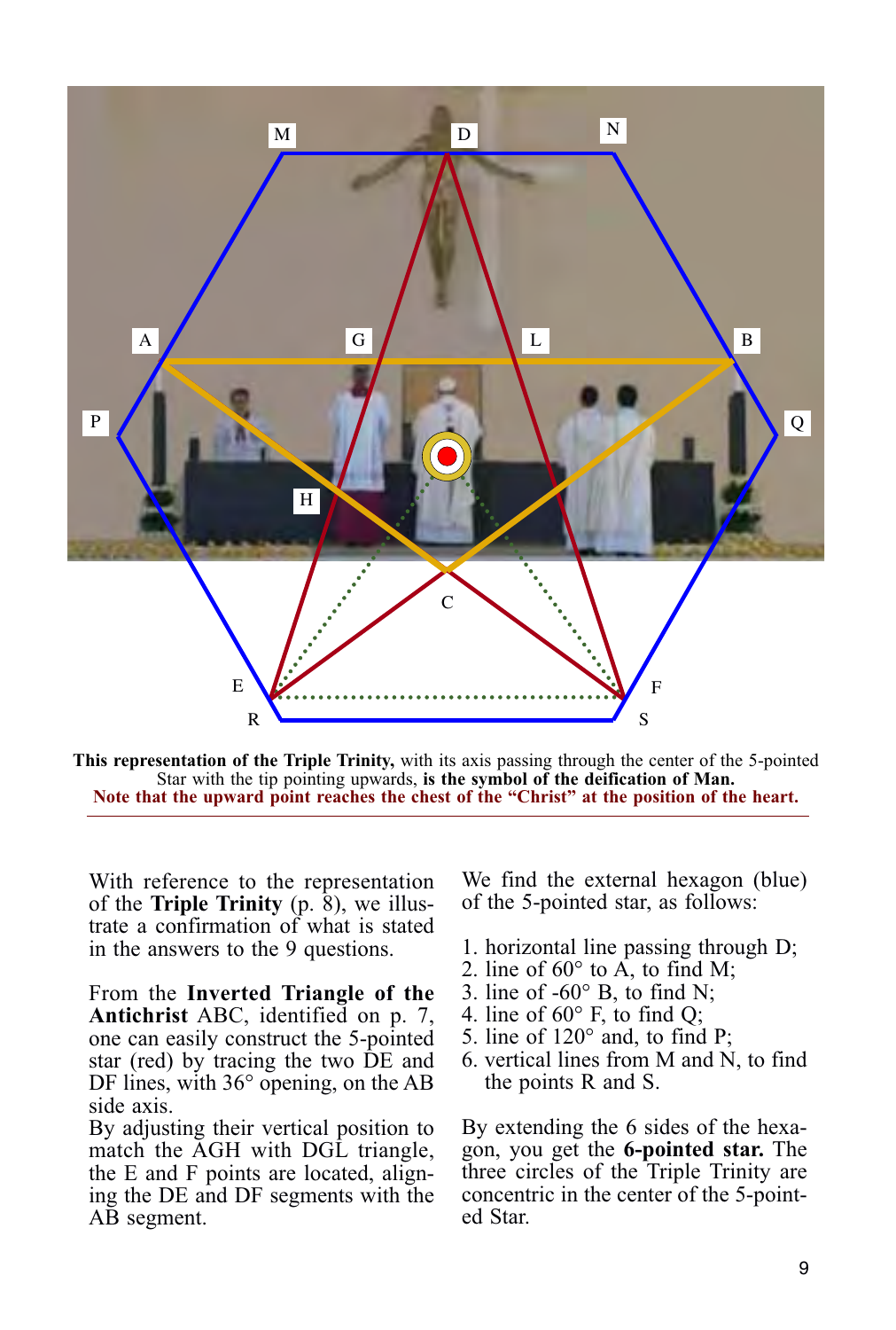**This representation of the Triple Trinity,** with its axis passing through the center of the 5-pointed Star with the tip pointing upwards, **is the symbol of the deification of Man.**
**Note that the upward point reaches the chest of the "Christ" at the position of the heart.**

With reference to the representation of the **Triple Trinity** (p. 8), we illustrate a confirmation of what is stated in the answers to the 9 questions.

From the **Inverted Triangle of the Antichrist** ABC, identified on p. 7, one can easily construct the 5-pointed star (red) by tracing the two DE and DF lines, with 36° opening, on the AB side axis.
By adjusting their vertical position to match the AGH with DGL triangle, the E and F points are located, aligning the DE and DF segments with the AB segment.

We find the external hexagon (blue) of the 5-pointed star, as follows:

1. horizontal line passing through D;
2. line of 60° to A, to find M;
3. line of -60° B, to find N;
4. line of 60° F, to find Q;
5. line of 120° and, to find P;
6. vertical lines from M and N, to find the points R and S.

By extending the 6 sides of the hexagon, you get the **6-pointed star.** The three circles of the Triple Trinity are concentric in the center of the 5-pointed Star.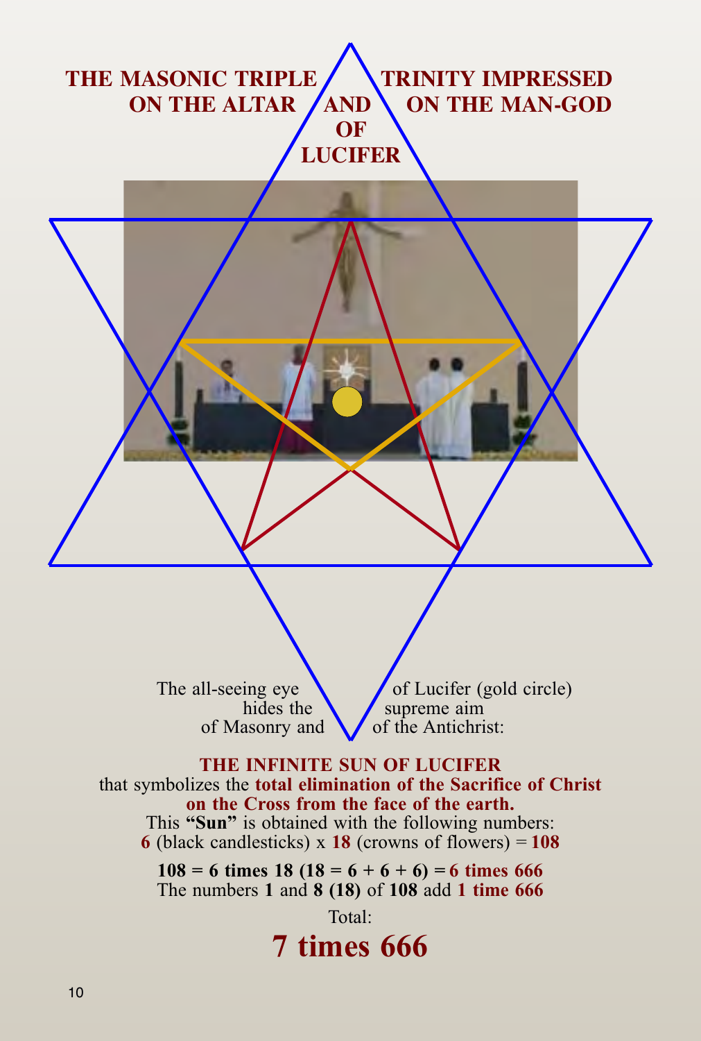# THE MASONIC TRIPLE TRINITY IMPRESSED ON THE ALTAR AND ON THE MAN-GOD OF LUCIFER

The all-seeing eye of Lucifer (gold circle) hides the supreme aim of Masonry and of the Antichrist:

**THE INFINITE SUN OF LUCIFER**
that symbolizes the **total elimination of the Sacrifice of Christ on the Cross from the face of the earth.**
This **"Sun"** is obtained with the following numbers:
**6** (black candlesticks) x **18** (crowns of flowers) = **108**

**108 = 6 times 18 (18 = 6 + 6 + 6) = 6 times 666**
The numbers **1** and **8 (18)** of **108** add **1 time 666**

Total:

## 7 times 666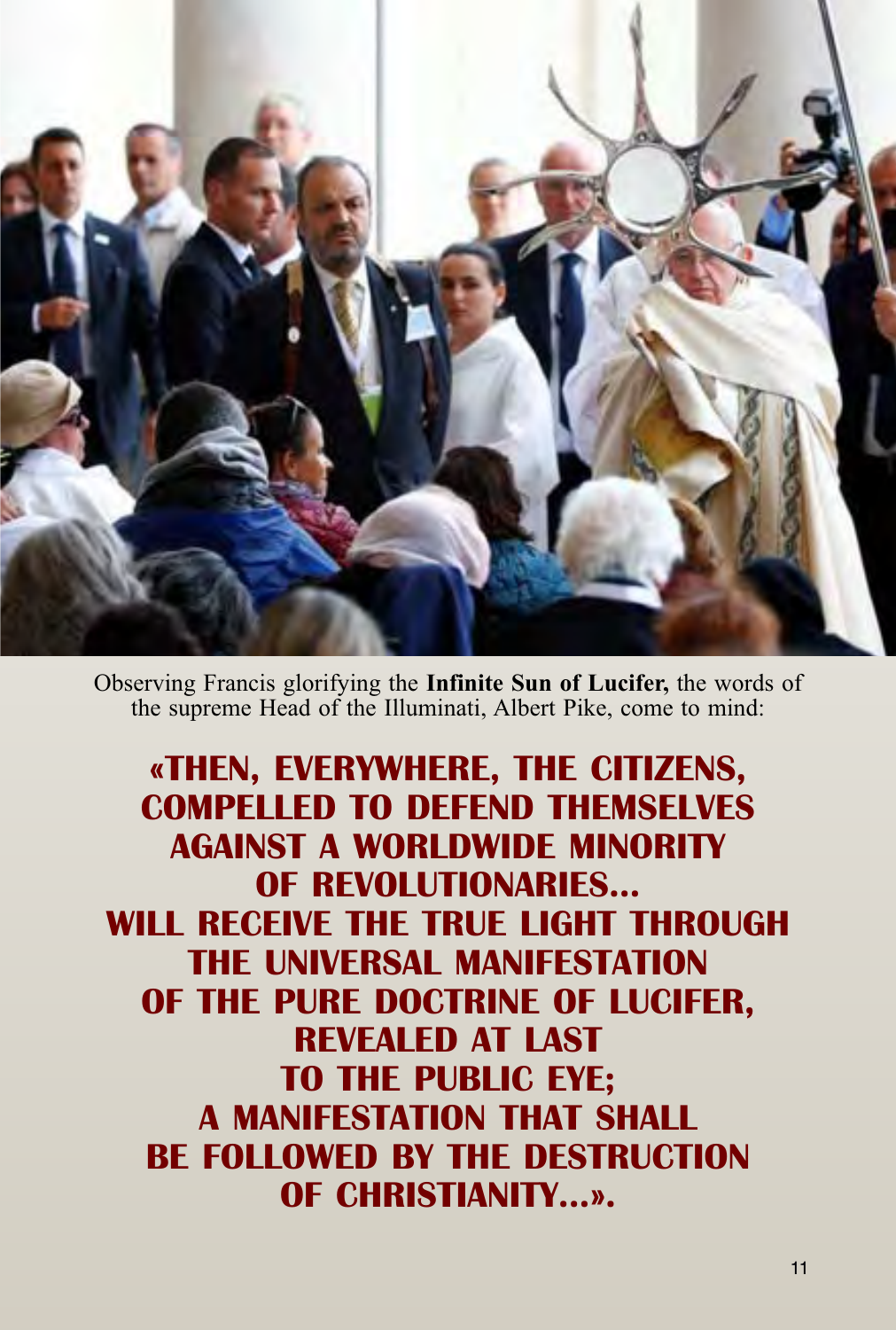Observing Francis glorifying the **Infinite Sun of Lucifer,** the words of the supreme Head of the Illuminati, Albert Pike, come to mind:

**«THEN, EVERYWHERE, THE CITIZENS, COMPELLED TO DEFEND THEMSELVES AGAINST A WORLDWIDE MINORITY OF REVOLUTIONARIES... WILL RECEIVE THE TRUE LIGHT THROUGH THE UNIVERSAL MANIFESTATION OF THE PURE DOCTRINE OF LUCIFER, REVEALED AT LAST TO THE PUBLIC EYE; A MANIFESTATION THAT SHALL BE FOLLOWED BY THE DESTRUCTION OF CHRISTIANITY...».**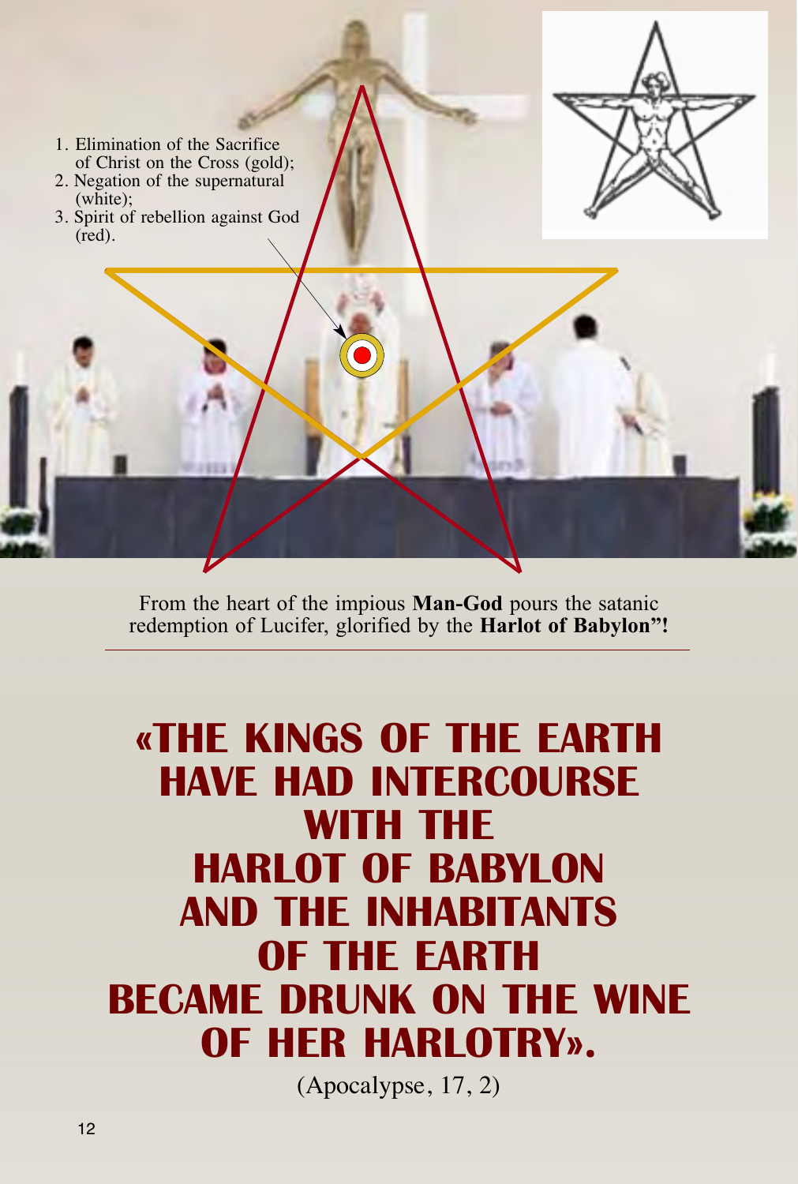1. Elimination of the Sacrifice of Christ on the Cross (gold);
2. Negation of the supernatural (white);
3. Spirit of rebellion against God (red).

From the heart of the impious **Man-God** pours the satanic redemption of Lucifer, glorified by the **Harlot of Babylon”!**

---

# «THE KINGS OF THE EARTH HAVE HAD INTERCOURSE WITH THE HARLOT OF BABYLON AND THE INHABITANTS OF THE EARTH BECAME DRUNK ON THE WINE OF HER HARLOTRY».

(Apocalypse, 17, 2)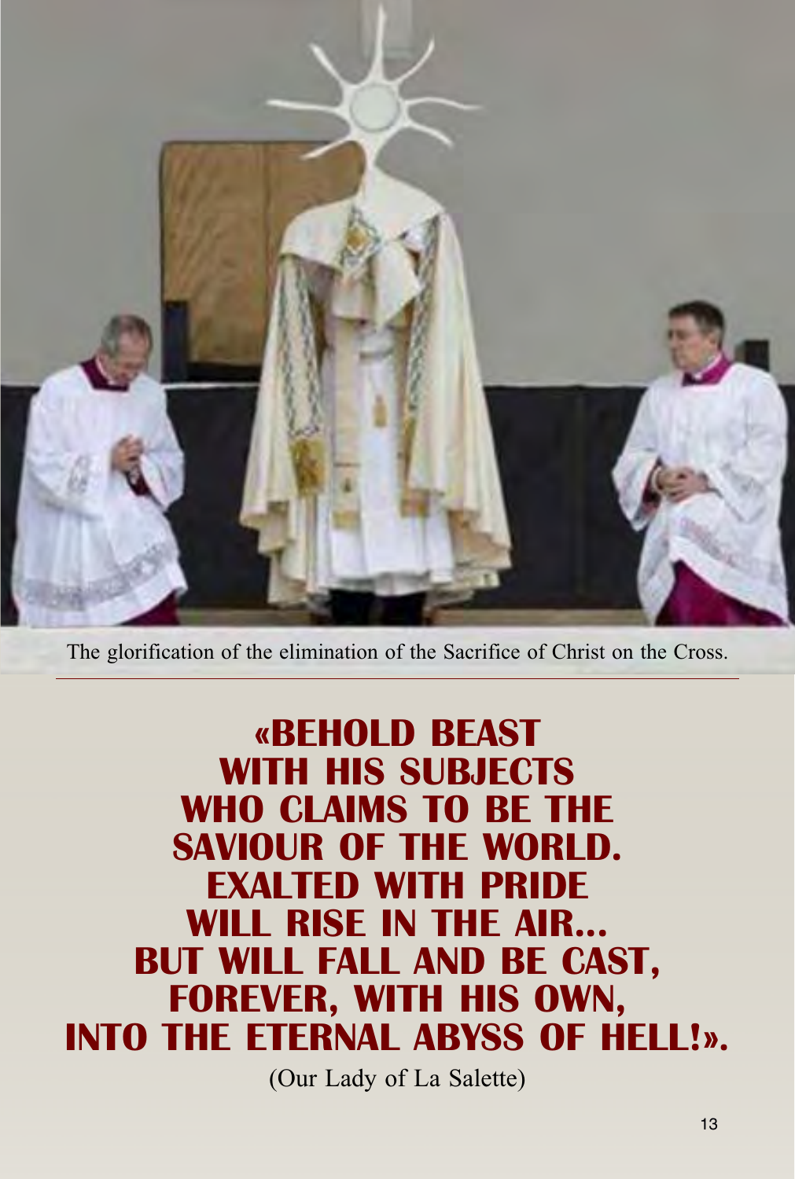The glorification of the elimination of the Sacrifice of Christ on the Cross.

---

**«BEHOLD BEAST WITH HIS SUBJECTS WHO CLAIMS TO BE THE SAVIOUR OF THE WORLD. EXALTED WITH PRIDE WILL RISE IN THE AIR... BUT WILL FALL AND BE CAST, FOREVER, WITH HIS OWN, INTO THE ETERNAL ABYSS OF HELL!».**

(Our Lady of La Salette)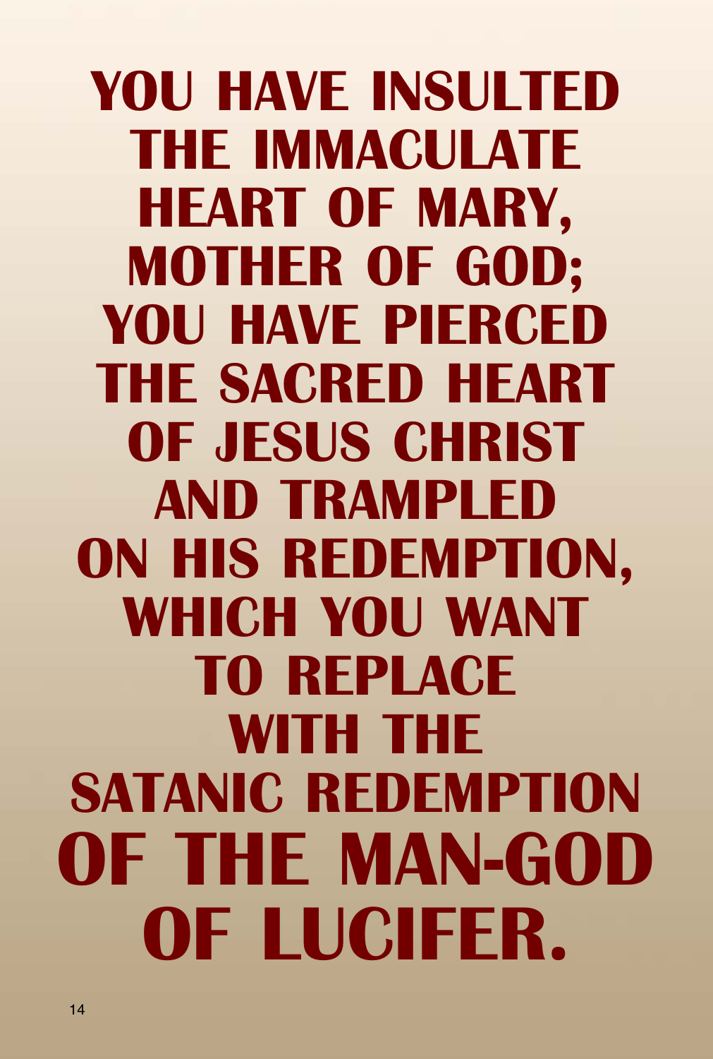**YOU HAVE INSULTED THE IMMACULATE HEART OF MARY, MOTHER OF GOD; YOU HAVE PIERCED THE SACRED HEART OF JESUS CHRIST AND TRAMPLED ON HIS REDEMPTION, WHICH YOU WANT TO REPLACE WITH THE SATANIC REDEMPTION OF THE MAN-GOD OF LUCIFER.**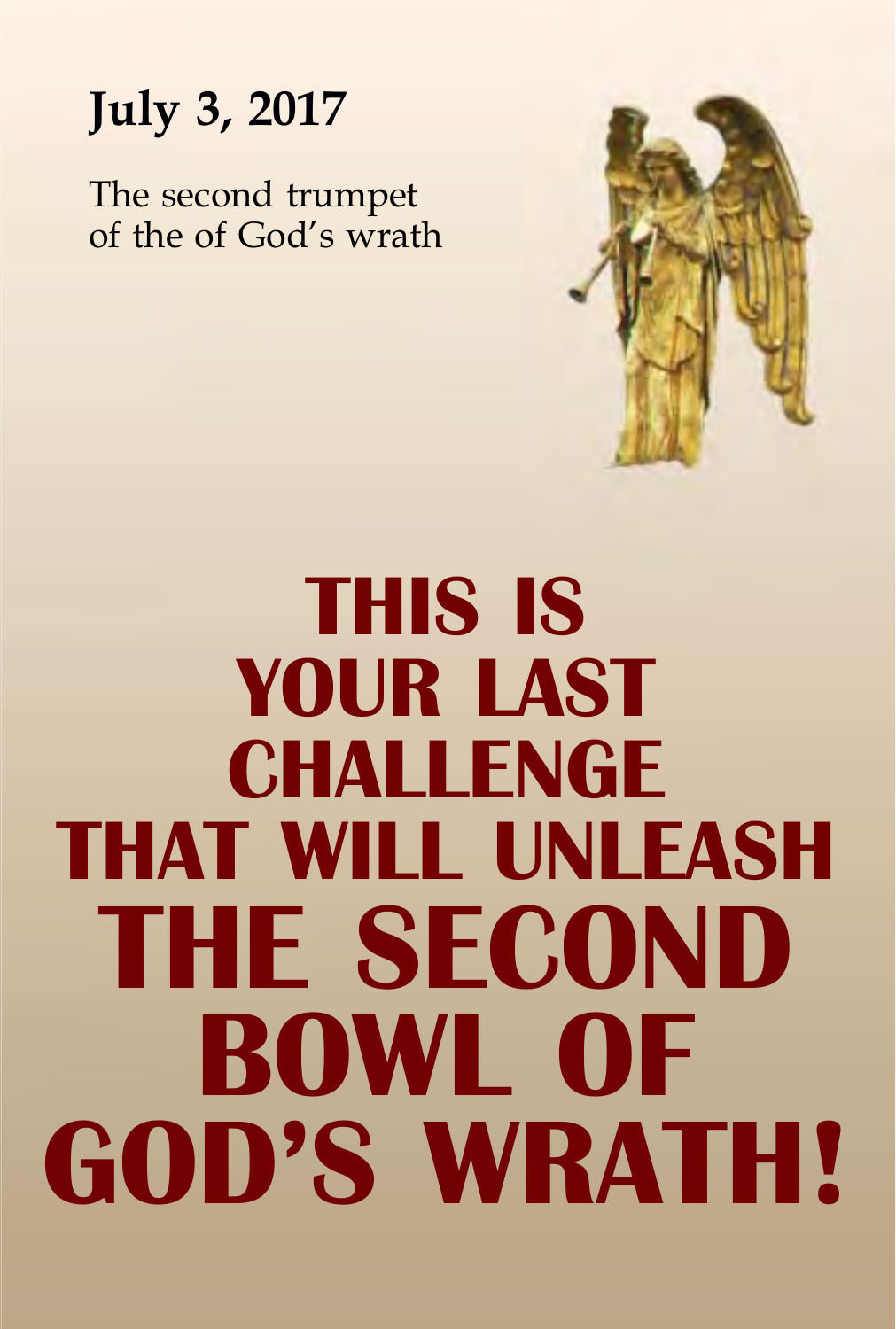**July 3, 2017**

The second trumpet
of the of God's wrath

# THIS IS YOUR LAST CHALLENGE THAT WILL UNLEASH THE SECOND BOWL OF GOD'S WRATH!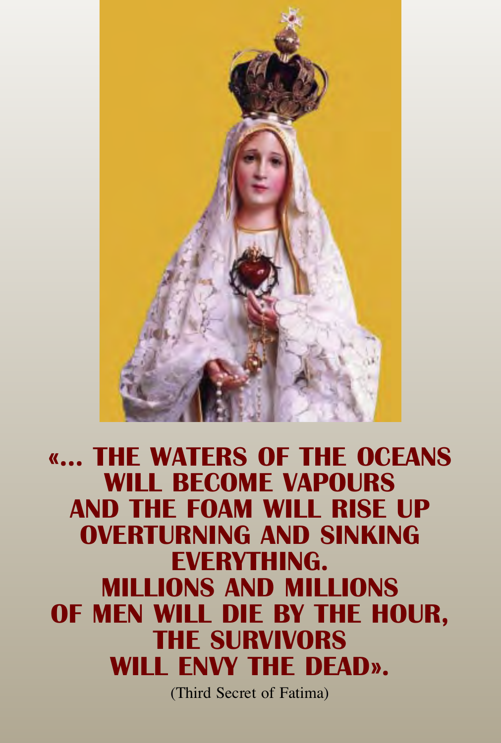**«... THE WATERS OF THE OCEANS WILL BECOME VAPOURS AND THE FOAM WILL RISE UP OVERTURNING AND SINKING EVERYTHING. MILLIONS AND MILLIONS OF MEN WILL DIE BY THE HOUR, THE SURVIVORS WILL ENVY THE DEAD».**

(Third Secret of Fatima)